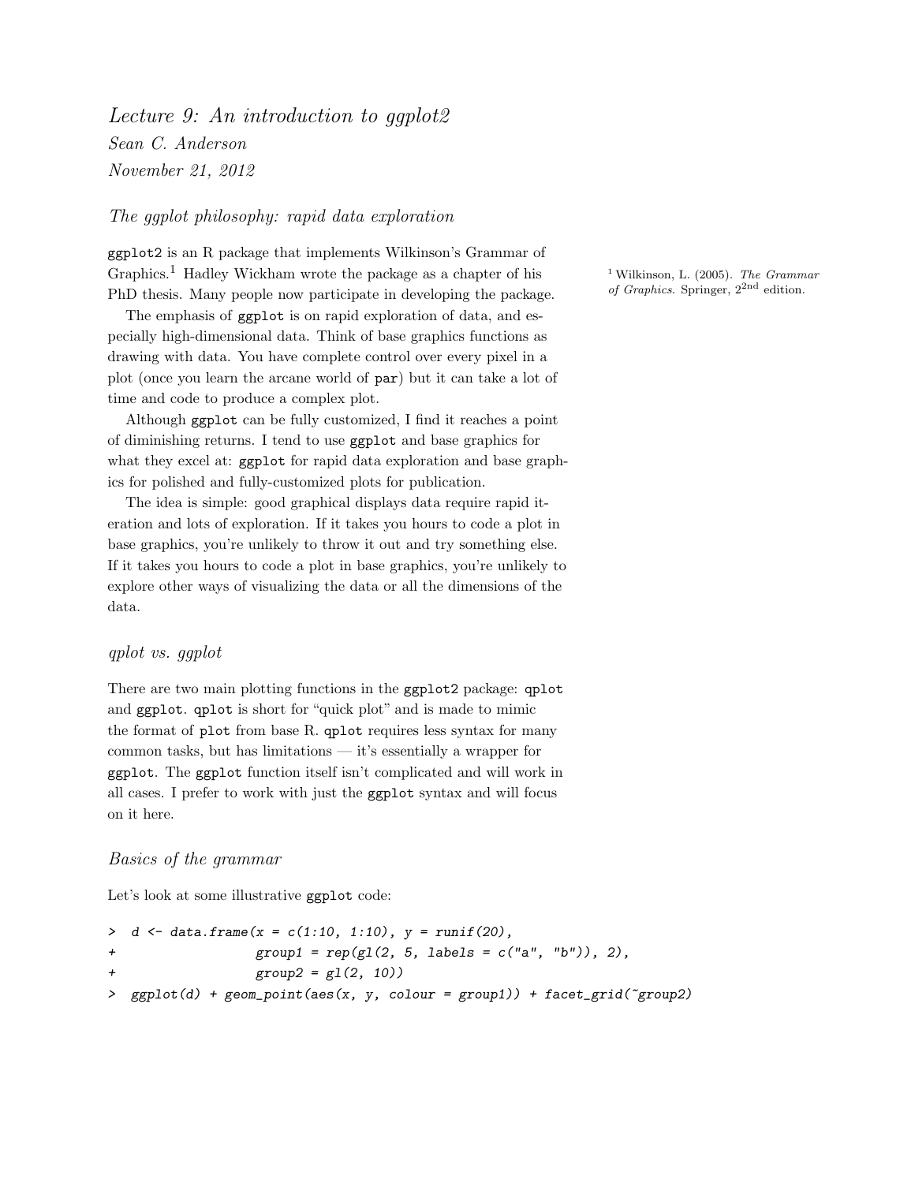# *Lecture 9: An introduction to ggplot2*

*Sean C. Anderson*

*November 21, 2012*

## *The ggplot philosophy: rapid data exploration*

`ggplot2` is an R package that implements Wilkinson's Grammar of Graphics.[1] Hadley Wickham wrote the package as a chapter of his PhD thesis. Many people now participate in developing the package.

[1] Wilkinson, L. (2005). *The Grammar of Graphics*. Springer, 2nd edition.

The emphasis of `ggplot` is on rapid exploration of data, and especially high-dimensional data. Think of base graphics functions as drawing with data. You have complete control over every pixel in a plot (once you learn the arcane world of `par`) but it can take a lot of time and code to produce a complex plot.

Although `ggplot` can be fully customized, I find it reaches a point of diminishing returns. I tend to use `ggplot` and base graphics for what they excel at: `ggplot` for rapid data exploration and base graphics for polished and fully-customized plots for publication.

The idea is simple: good graphical displays data require rapid iteration and lots of exploration. If it takes you hours to code a plot in base graphics, you're unlikely to throw it out and try something else. If it takes you hours to code a plot in base graphics, you're unlikely to explore other ways of visualizing the data or all the dimensions of the data.

## *qplot vs. ggplot*

There are two main plotting functions in the `ggplot2` package: `qplot` and `ggplot`. `qplot` is short for "quick plot" and is made to mimic the format of `plot` from base R. `qplot` requires less syntax for many common tasks, but has limitations — it's essentially a wrapper for `ggplot`. The `ggplot` function itself isn't complicated and will work in all cases. I prefer to work with just the `ggplot` syntax and will focus on it here.

## *Basics of the grammar*

Let's look at some illustrative `ggplot` code:

```
>  d <- data.frame(x = c(1:10, 1:10), y = runif(20),
+                  group1 = rep(gl(2, 5, labels = c("a", "b")), 2),
+                  group2 = gl(2, 10))
>  ggplot(d) + geom_point(aes(x, y, colour = group1)) + facet_grid(~group2)
```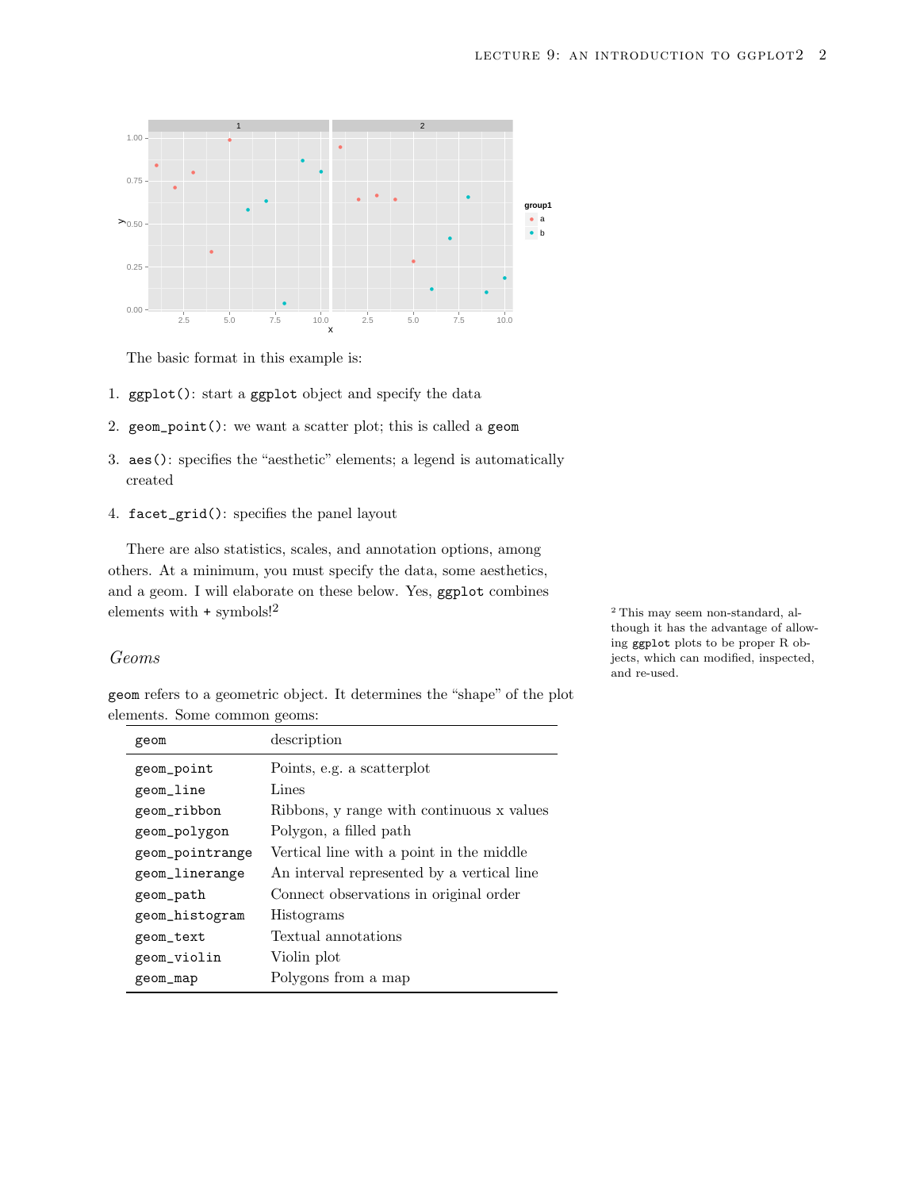The basic format in this example is:

1. `ggplot()`: start a `ggplot` object and specify the data
2. `geom_point()`: we want a scatter plot; this is called a `geom`
3. `aes()`: specifies the "aesthetic" elements; a legend is automatically created
4. `facet_grid()`: specifies the panel layout

There are also statistics, scales, and annotation options, among others. At a minimum, you must specify the data, some aesthetics, and a geom. I will elaborate on these below. Yes, `ggplot` combines elements with `+` symbols![2]

[2] This may seem non-standard, although it has the advantage of allowing `ggplot` plots to be proper R objects, which can modified, inspected, and re-used.

## *Geoms*

`geom` refers to a geometric object. It determines the "shape" of the plot elements. Some common geoms:

| geom | description |
|---|---|
| `geom_point` | Points, e.g. a scatterplot |
| `geom_line` | Lines |
| `geom_ribbon` | Ribbons, y range with continuous x values |
| `geom_polygon` | Polygon, a filled path |
| `geom_pointrange` | Vertical line with a point in the middle |
| `geom_linerange` | An interval represented by a vertical line |
| `geom_path` | Connect observations in original order |
| `geom_histogram` | Histograms |
| `geom_text` | Textual annotations |
| `geom_violin` | Violin plot |
| `geom_map` | Polygons from a map |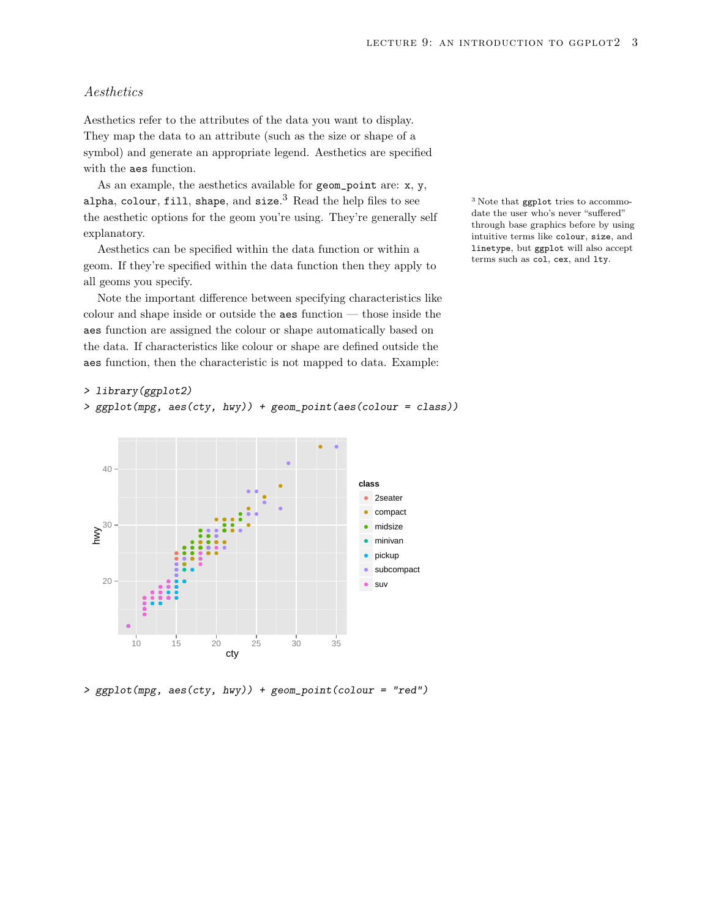## *Aesthetics*

Aesthetics refer to the attributes of the data you want to display. They map the data to an attribute (such as the size or shape of a symbol) and generate an appropriate legend. Aesthetics are specified with the `aes` function.

As an example, the aesthetics available for `geom_point` are: `x`, `y`, `alpha`, `colour`, `fill`, `shape`, and `size`.[3] Read the help files to see the aesthetic options for the geom you're using. They're generally self explanatory.

[3] Note that `ggplot` tries to accommodate the user who's never "suffered" through base graphics before by using intuitive terms like `colour`, `size`, and `linetype`, but `ggplot` will also accept terms such as `col`, `cex`, and `lty`.

Aesthetics can be specified within the data function or within a geom. If they're specified within the data function then they apply to all geoms you specify.

Note the important difference between specifying characteristics like colour and shape inside or outside the `aes` function — those inside the `aes` function are assigned the colour or shape automatically based on the data. If characteristics like colour or shape are defined outside the `aes` function, then the characteristic is not mapped to data. Example:

```
> library(ggplot2)
> ggplot(mpg, aes(cty, hwy)) + geom_point(aes(colour = class))
```

```
> ggplot(mpg, aes(cty, hwy)) + geom_point(colour = "red")
```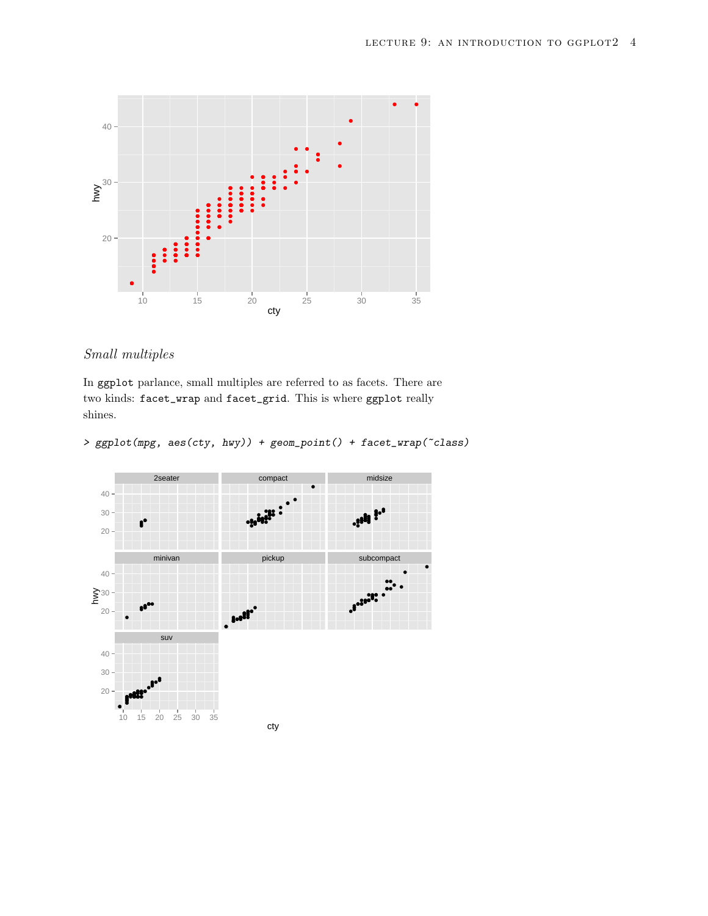## *Small multiples*

In `ggplot` parlance, small multiples are referred to as facets. There are two kinds: `facet_wrap` and `facet_grid`. This is where `ggplot` really shines.

```
> ggplot(mpg, aes(cty, hwy)) + geom_point() + facet_wrap(~class)
```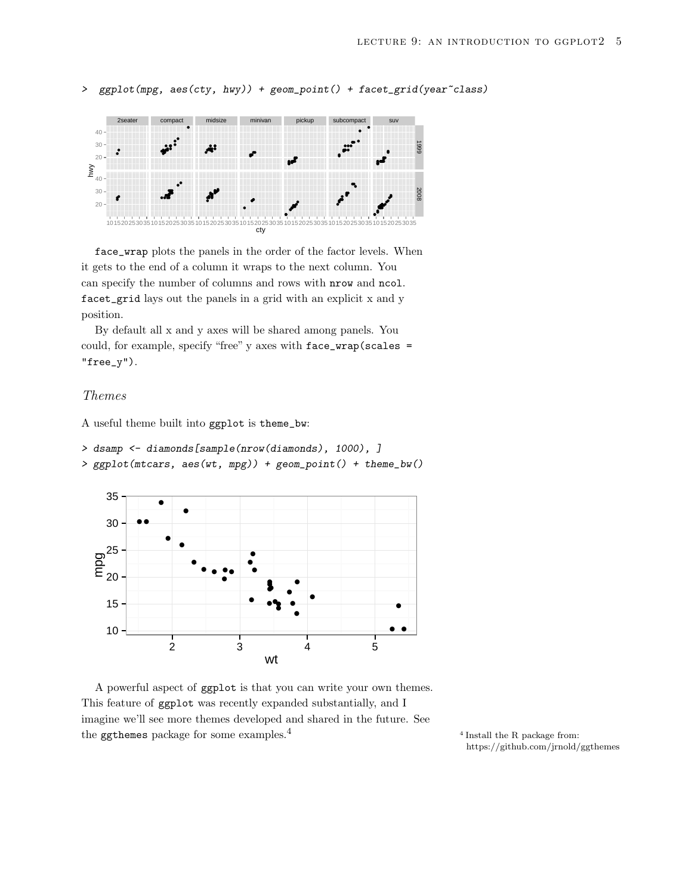```
>  ggplot(mpg, aes(cty, hwy)) + geom_point() + facet_grid(year~class)
```

face_wrap plots the panels in the order of the factor levels. When it gets to the end of a column it wraps to the next column. You can specify the number of columns and rows with nrow and ncol. facet_grid lays out the panels in a grid with an explicit x and y position.

By default all x and y axes will be shared among panels. You could, for example, specify "free" y axes with face_wrap(scales = "free_y").

### *Themes*

A useful theme built into ggplot is theme_bw:

```
> dsamp <- diamonds[sample(nrow(diamonds), 1000), ]
> ggplot(mtcars, aes(wt, mpg)) + geom_point() + theme_bw()
```

A powerful aspect of ggplot is that you can write your own themes. This feature of ggplot was recently expanded substantially, and I imagine we'll see more themes developed and shared in the future. See the ggthemes package for some examples.[4]

[4] Install the R package from: https://github.com/jrnold/ggthemes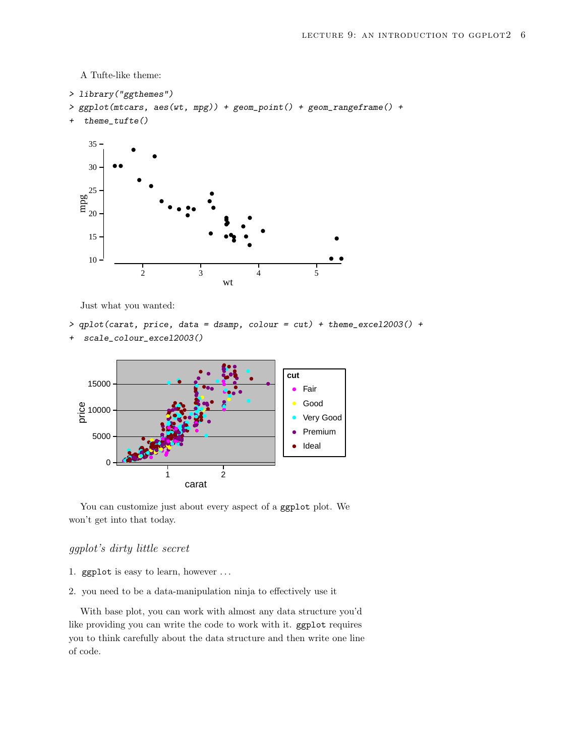A Tufte-like theme:

```
> library("ggthemes")
> ggplot(mtcars, aes(wt, mpg)) + geom_point() + geom_rangeframe() +
+  theme_tufte()
```

Just what you wanted:

```
> qplot(carat, price, data = dsamp, colour = cut) + theme_excel2003() +
+  scale_colour_excel2003()
```

You can customize just about every aspect of a `ggplot` plot. We won't get into that today.

### *ggplot's dirty little secret*

1. `ggplot` is easy to learn, however . . .
2. you need to be a data-manipulation ninja to effectively use it

With base plot, you can work with almost any data structure you'd like providing you can write the code to work with it. `ggplot` requires you to think carefully about the data structure and then write one line of code.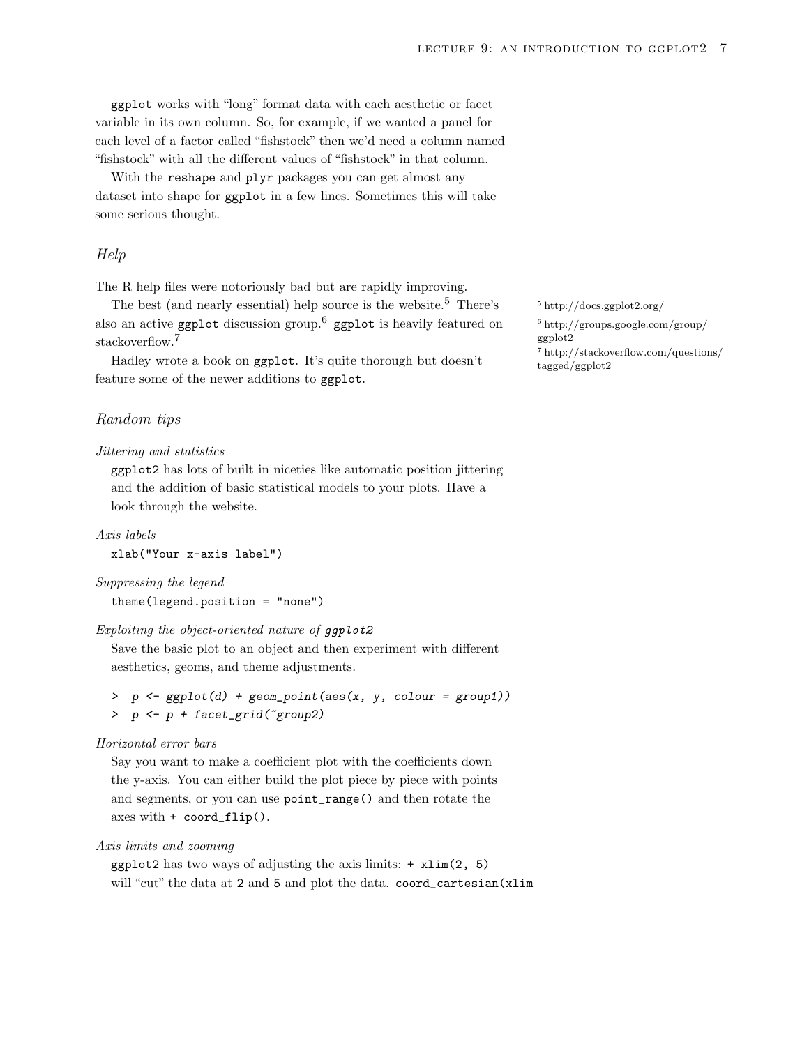`ggplot` works with "long" format data with each aesthetic or facet variable in its own column. So, for example, if we wanted a panel for each level of a factor called "fishstock" then we'd need a column named "fishstock" with all the different values of "fishstock" in that column.

With the `reshape` and `plyr` packages you can get almost any dataset into shape for `ggplot` in a few lines. Sometimes this will take some serious thought.

## *Help*

The R help files were notoriously bad but are rapidly improving.

The best (and nearly essential) help source is the website.[5] There's also an active `ggplot` discussion group.[6] `ggplot` is heavily featured on stackoverflow.[7]

Hadley wrote a book on `ggplot`. It's quite thorough but doesn't feature some of the newer additions to `ggplot`.

[5] http://docs.ggplot2.org/

[6] http://groups.google.com/group/ggplot2

[7] http://stackoverflow.com/questions/tagged/ggplot2

## *Random tips*

*Jittering and statistics*

`ggplot2` has lots of built in niceties like automatic position jittering and the addition of basic statistical models to your plots. Have a look through the website.

*Axis labels*

`xlab("Your x-axis label")`

*Suppressing the legend*

`theme(legend.position = "none")`

*Exploiting the object-oriented nature of `ggplot2`*

Save the basic plot to an object and then experiment with different aesthetics, geoms, and theme adjustments.

```
> p <- ggplot(d) + geom_point(aes(x, y, colour = group1))
> p <- p + facet_grid(~group2)
```

*Horizontal error bars*

Say you want to make a coefficient plot with the coefficients down the y-axis. You can either build the plot piece by piece with points and segments, or you can use `point_range()` and then rotate the axes with `+ coord_flip()`.

*Axis limits and zooming*

`ggplot2` has two ways of adjusting the axis limits: `+ xlim(2, 5)` will "cut" the data at `2` and `5` and plot the data. `coord_cartesian(xlim`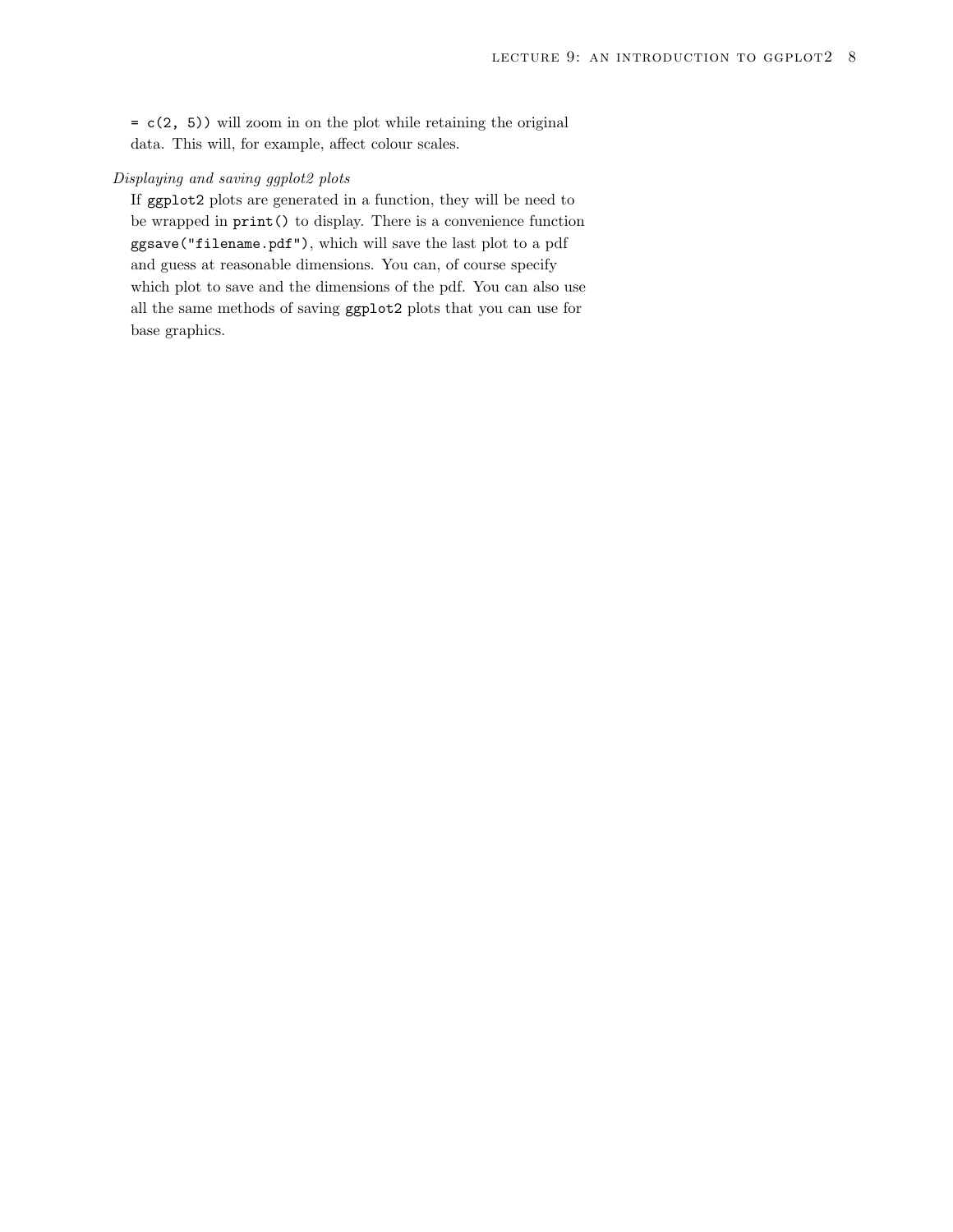= `c(2, 5))` will zoom in on the plot while retaining the original data. This will, for example, affect colour scales.

*Displaying and saving ggplot2 plots*

If `ggplot2` plots are generated in a function, they will be need to be wrapped in `print()` to display. There is a convenience function `ggsave("filename.pdf")`, which will save the last plot to a pdf and guess at reasonable dimensions. You can, of course specify which plot to save and the dimensions of the pdf. You can also use all the same methods of saving `ggplot2` plots that you can use for base graphics.